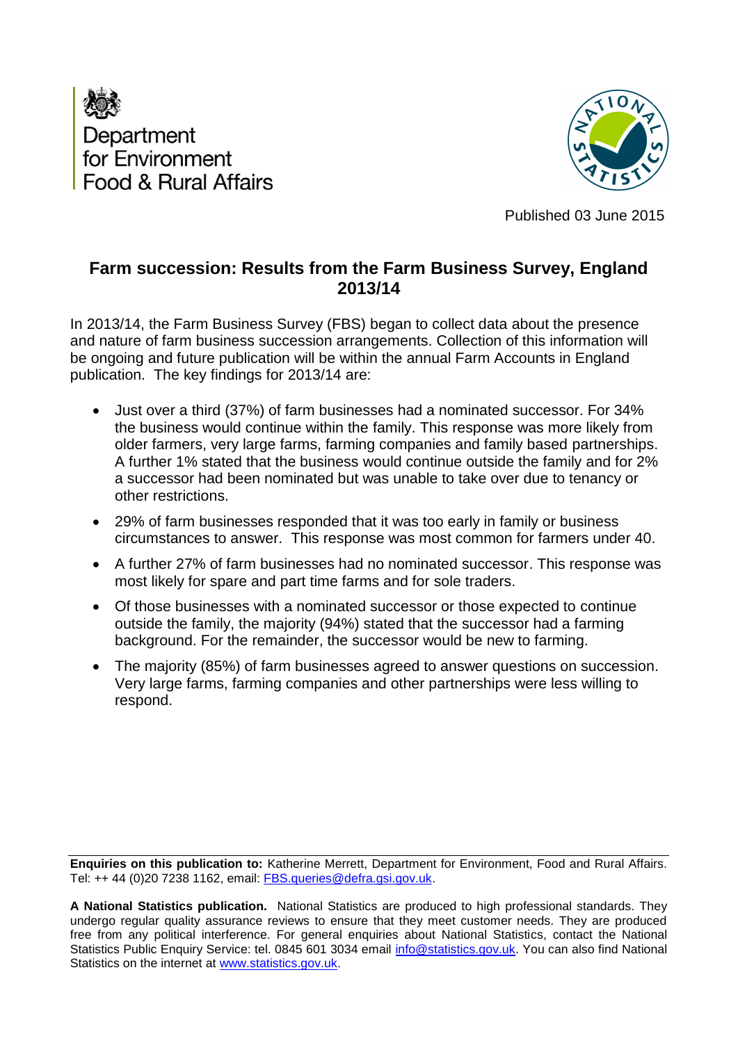Department for Environment Food & Rural Affairs

Published 03 June 2015

# Farm succession: Results from the Farm Business Survey, England 2013/14

In 2013/14, the Farm Business Survey (FBS) began to collect data about the presence and nature of farm business succession arrangements. Collection of this information will be ongoing and future publication will be within the annual Farm Accounts in England publication. The key findings for 2013/14 are:

- Just over a third (37%) of farm businesses had a nominated successor. For 34% the business would continue within the family. This response was more likely from older farmers, very large farms, farming companies and family based partnerships. A further 1% stated that the business would continue outside the family and for 2% a successor had been nominated but was unable to take over due to tenancy or other restrictions.
- 29% of farm businesses responded that it was too early in family or business circumstances to answer. This response was most common for farmers under 40.
- A further 27% of farm businesses had no nominated successor. This response was most likely for spare and part time farms and for sole traders.
- Of those businesses with a nominated successor or those expected to continue outside the family, the majority (94%) stated that the successor had a farming background. For the remainder, the successor would be new to farming.
- The majority (85%) of farm businesses agreed to answer questions on succession. Very large farms, farming companies and other partnerships were less willing to respond.

**Enquiries on this publication to:** Katherine Merrett, Department for Environment, Food and Rural Affairs. Tel: ++ 44 (0)20 7238 1162, email: FBS.queries@defra.gsi.gov.uk.

**A National Statistics publication.** National Statistics are produced to high professional standards. They undergo regular quality assurance reviews to ensure that they meet customer needs. They are produced free from any political interference. For general enquiries about National Statistics, contact the National Statistics Public Enquiry Service: tel. 0845 601 3034 email info@statistics.gov.uk. You can also find National Statistics on the internet at www.statistics.gov.uk.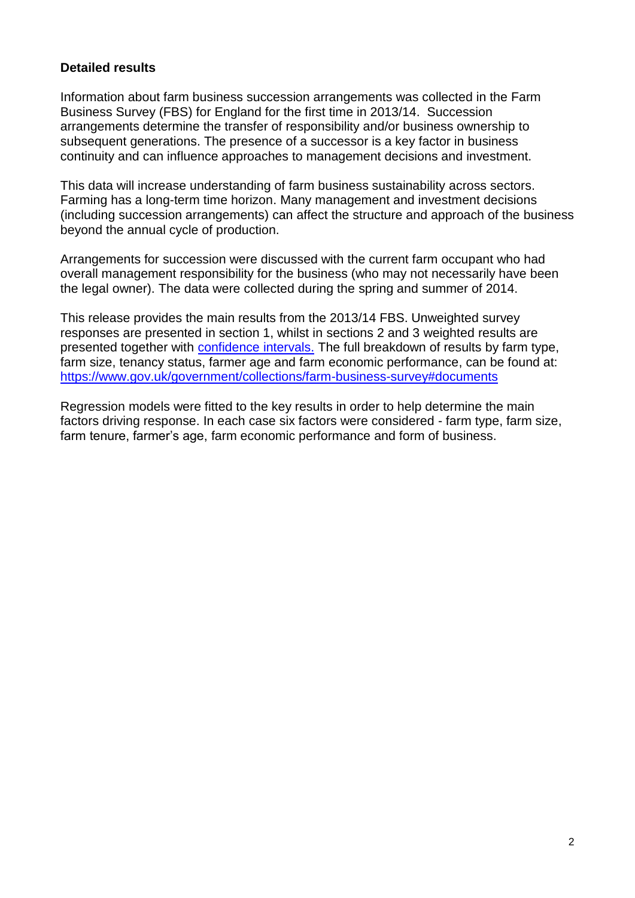## Detailed results

Information about farm business succession arrangements was collected in the Farm Business Survey (FBS) for England for the first time in 2013/14. Succession arrangements determine the transfer of responsibility and/or business ownership to subsequent generations. The presence of a successor is a key factor in business continuity and can influence approaches to management decisions and investment.

This data will increase understanding of farm business sustainability across sectors. Farming has a long-term time horizon. Many management and investment decisions (including succession arrangements) can affect the structure and approach of the business beyond the annual cycle of production.

Arrangements for succession were discussed with the current farm occupant who had overall management responsibility for the business (who may not necessarily have been the legal owner). The data were collected during the spring and summer of 2014.

This release provides the main results from the 2013/14 FBS. Unweighted survey responses are presented in section 1, whilst in sections 2 and 3 weighted results are presented together with [confidence intervals.](#) The full breakdown of results by farm type, farm size, tenancy status, farmer age and farm economic performance, can be found at: [https://www.gov.uk/government/collections/farm-business-survey#documents](https://www.gov.uk/government/collections/farm-business-survey#documents)

Regression models were fitted to the key results in order to help determine the main factors driving response. In each case six factors were considered - farm type, farm size, farm tenure, farmer's age, farm economic performance and form of business.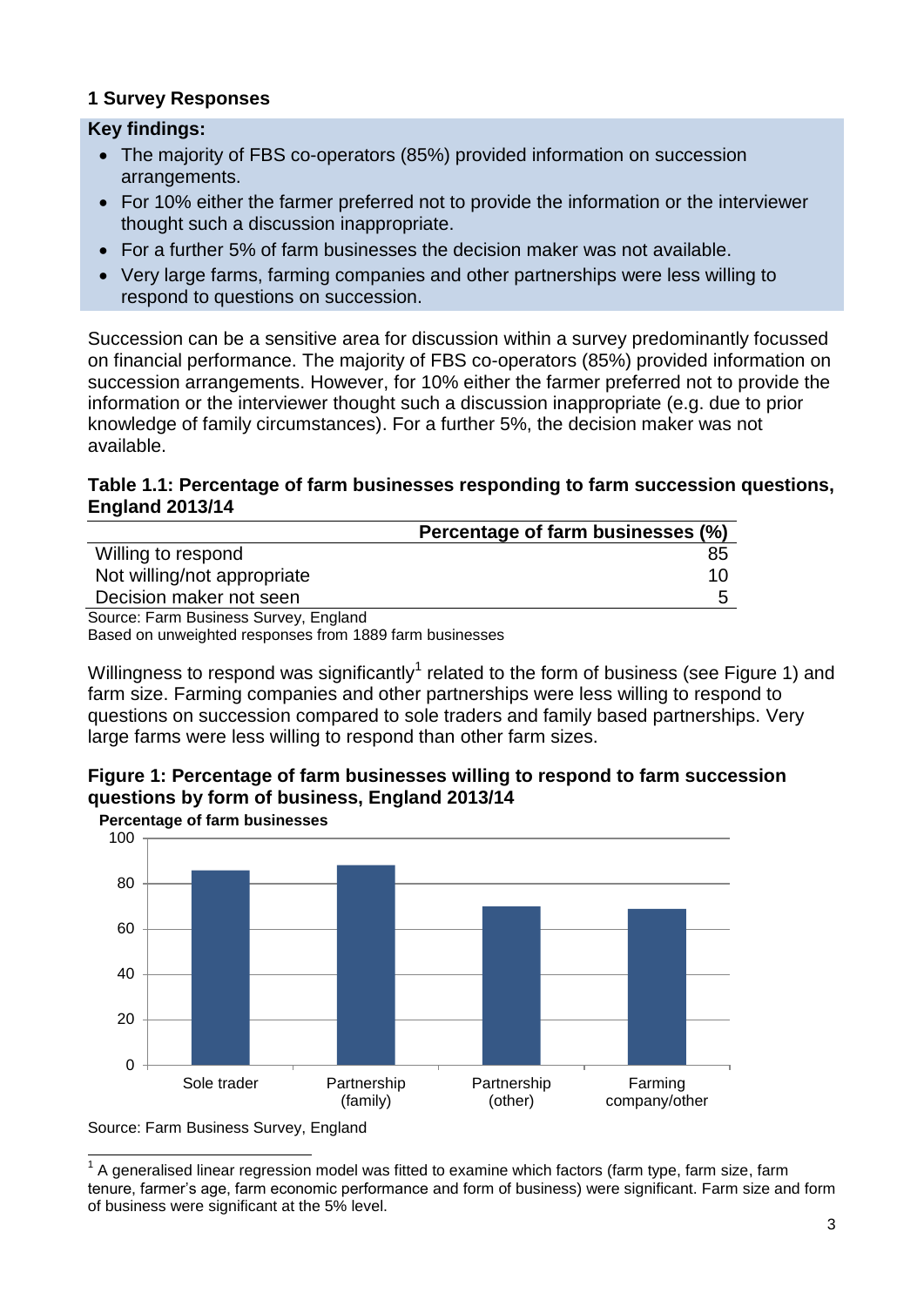## 1 Survey Responses

**Key findings:**

- The majority of FBS co-operators (85%) provided information on succession arrangements.
- For 10% either the farmer preferred not to provide the information or the interviewer thought such a discussion inappropriate.
- For a further 5% of farm businesses the decision maker was not available.
- Very large farms, farming companies and other partnerships were less willing to respond to questions on succession.

Succession can be a sensitive area for discussion within a survey predominantly focussed on financial performance. The majority of FBS co-operators (85%) provided information on succession arrangements. However, for 10% either the farmer preferred not to provide the information or the interviewer thought such a discussion inappropriate (e.g. due to prior knowledge of family circumstances). For a further 5%, the decision maker was not available.

**Table 1.1: Percentage of farm businesses responding to farm succession questions, England 2013/14**

| | Percentage of farm businesses (%) |
|---|---|
| Willing to respond | 85 |
| Not willing/not appropriate | 10 |
| Decision maker not seen | 5 |

Source: Farm Business Survey, England

Based on unweighted responses from 1889 farm businesses

Willingness to respond was significantly[1] related to the form of business (see Figure 1) and farm size. Farming companies and other partnerships were less willing to respond to questions on succession compared to sole traders and family based partnerships. Very large farms were less willing to respond than other farm sizes.

**Figure 1: Percentage of farm businesses willing to respond to farm succession questions by form of business, England 2013/14**

Source: Farm Business Survey, England

[1] A generalised linear regression model was fitted to examine which factors (farm type, farm size, farm tenure, farmer's age, farm economic performance and form of business) were significant. Farm size and form of business were significant at the 5% level.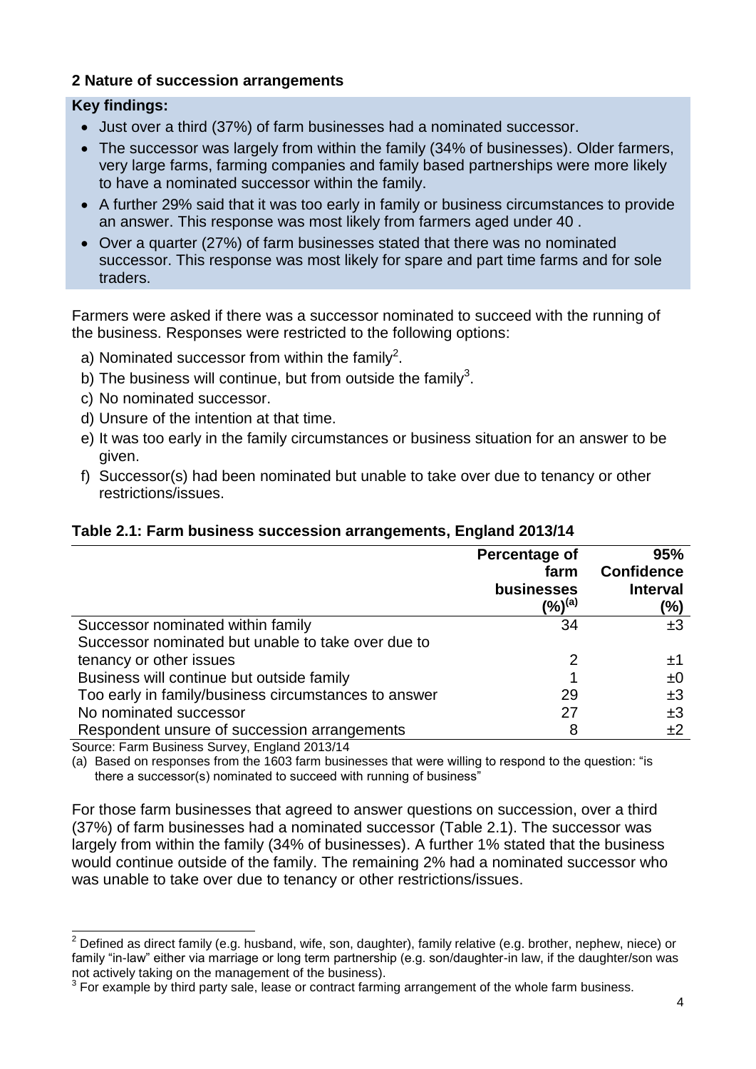## 2 Nature of succession arrangements

**Key findings:**

- Just over a third (37%) of farm businesses had a nominated successor.
- The successor was largely from within the family (34% of businesses). Older farmers, very large farms, farming companies and family based partnerships were more likely to have a nominated successor within the family.
- A further 29% said that it was too early in family or business circumstances to provide an answer. This response was most likely from farmers aged under 40 .
- Over a quarter (27%) of farm businesses stated that there was no nominated successor. This response was most likely for spare and part time farms and for sole traders.

Farmers were asked if there was a successor nominated to succeed with the running of the business. Responses were restricted to the following options:

a) Nominated successor from within the family[2].
b) The business will continue, but from outside the family[3].
c) No nominated successor.
d) Unsure of the intention at that time.
e) It was too early in the family circumstances or business situation for an answer to be given.
f) Successor(s) had been nominated but unable to take over due to tenancy or other restrictions/issues.

**Table 2.1: Farm business succession arrangements, England 2013/14**

| | Percentage of farm businesses (%)[(a)] | 95% Confidence Interval (%) |
|---|---|---|
| Successor nominated within family | 34 | ±3 |
| Successor nominated but unable to take over due to tenancy or other issues | 2 | ±1 |
| Business will continue but outside family | 1 | ±0 |
| Too early in family/business circumstances to answer | 29 | ±3 |
| No nominated successor | 27 | ±3 |
| Respondent unsure of succession arrangements | 8 | ±2 |

Source: Farm Business Survey, England 2013/14

(a) Based on responses from the 1603 farm businesses that were willing to respond to the question: "is there a successor(s) nominated to succeed with running of business"

For those farm businesses that agreed to answer questions on succession, over a third (37%) of farm businesses had a nominated successor (Table 2.1). The successor was largely from within the family (34% of businesses). A further 1% stated that the business would continue outside of the family. The remaining 2% had a nominated successor who was unable to take over due to tenancy or other restrictions/issues.

---

[2] Defined as direct family (e.g. husband, wife, son, daughter), family relative (e.g. brother, nephew, niece) or family "in-law" either via marriage or long term partnership (e.g. son/daughter-in law, if the daughter/son was not actively taking on the management of the business).

[3] For example by third party sale, lease or contract farming arrangement of the whole farm business.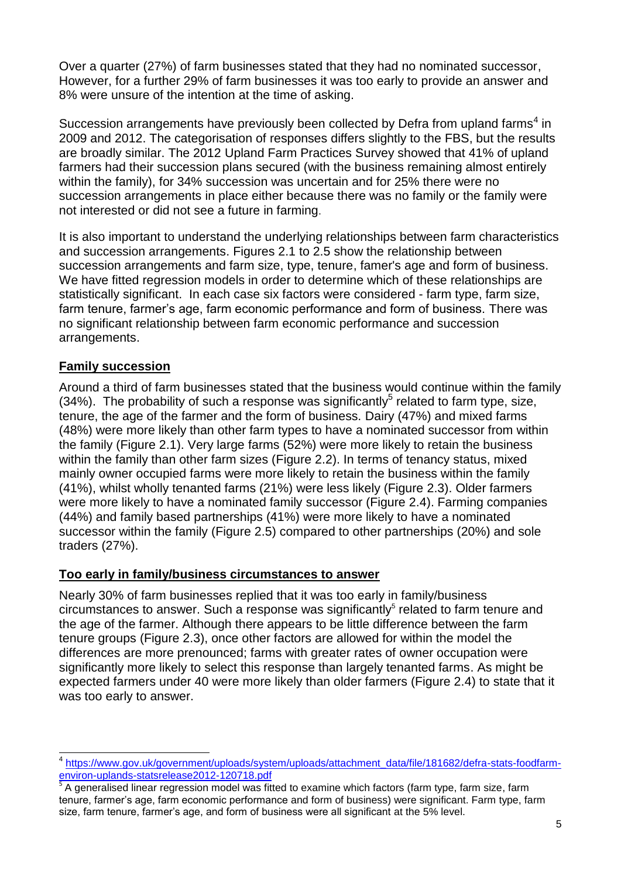Over a quarter (27%) of farm businesses stated that they had no nominated successor, However, for a further 29% of farm businesses it was too early to provide an answer and 8% were unsure of the intention at the time of asking.

Succession arrangements have previously been collected by Defra from upland farms[4] in 2009 and 2012. The categorisation of responses differs slightly to the FBS, but the results are broadly similar. The 2012 Upland Farm Practices Survey showed that 41% of upland farmers had their succession plans secured (with the business remaining almost entirely within the family), for 34% succession was uncertain and for 25% there were no succession arrangements in place either because there was no family or the family were not interested or did not see a future in farming.

It is also important to understand the underlying relationships between farm characteristics and succession arrangements. Figures 2.1 to 2.5 show the relationship between succession arrangements and farm size, type, tenure, famer's age and form of business. We have fitted regression models in order to determine which of these relationships are statistically significant. In each case six factors were considered - farm type, farm size, farm tenure, farmer's age, farm economic performance and form of business. There was no significant relationship between farm economic performance and succession arrangements.

**Family succession**

Around a third of farm businesses stated that the business would continue within the family (34%). The probability of such a response was significantly[5] related to farm type, size, tenure, the age of the farmer and the form of business. Dairy (47%) and mixed farms (48%) were more likely than other farm types to have a nominated successor from within the family (Figure 2.1). Very large farms (52%) were more likely to retain the business within the family than other farm sizes (Figure 2.2). In terms of tenancy status, mixed mainly owner occupied farms were more likely to retain the business within the family (41%), whilst wholly tenanted farms (21%) were less likely (Figure 2.3). Older farmers were more likely to have a nominated family successor (Figure 2.4). Farming companies (44%) and family based partnerships (41%) were more likely to have a nominated successor within the family (Figure 2.5) compared to other partnerships (20%) and sole traders (27%).

**Too early in family/business circumstances to answer**

Nearly 30% of farm businesses replied that it was too early in family/business circumstances to answer. Such a response was significantly[5] related to farm tenure and the age of the farmer. Although there appears to be little difference between the farm tenure groups (Figure 2.3), once other factors are allowed for within the model the differences are more prenounced; farms with greater rates of owner occupation were significantly more likely to select this response than largely tenanted farms. As might be expected farmers under 40 were more likely than older farmers (Figure 2.4) to state that it was too early to answer.

[4] https://www.gov.uk/government/uploads/system/uploads/attachment_data/file/181682/defra-stats-foodfarm-environ-uplands-statsrelease2012-120718.pdf

[5] A generalised linear regression model was fitted to examine which factors (farm type, farm size, farm tenure, farmer's age, farm economic performance and form of business) were significant. Farm type, farm size, farm tenure, farmer's age, and form of business were all significant at the 5% level.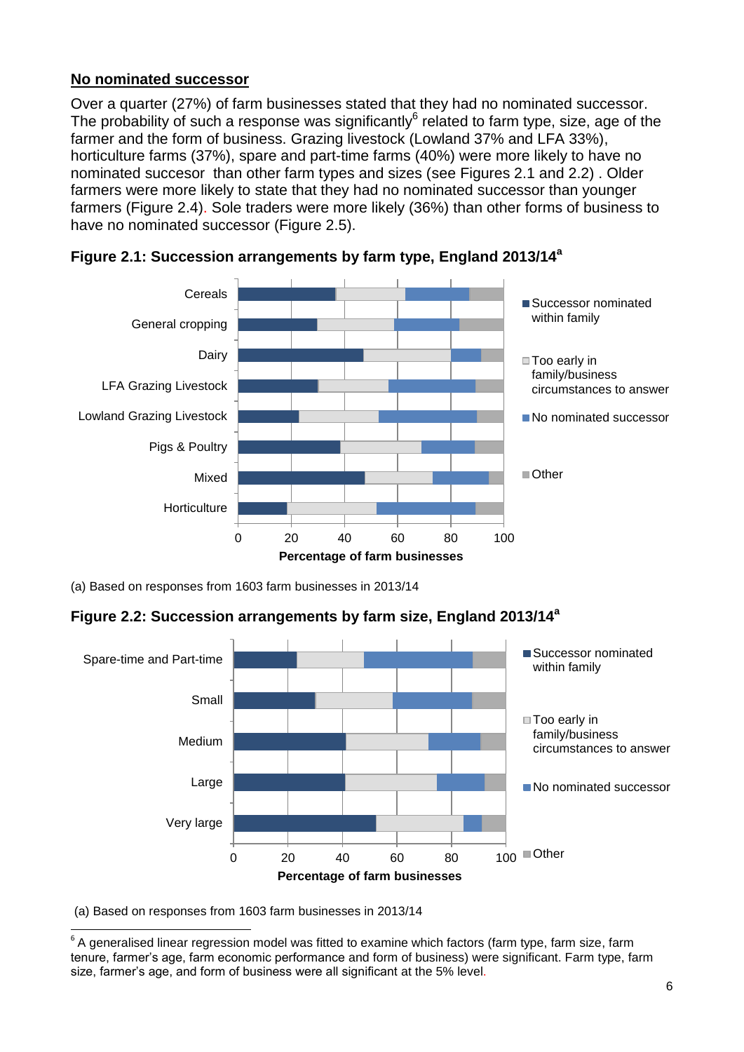**No nominated successor**

Over a quarter (27%) of farm businesses stated that they had no nominated successor. The probability of such a response was significantly[6] related to farm type, size, age of the farmer and the form of business. Grazing livestock (Lowland 37% and LFA 33%), horticulture farms (37%), spare and part-time farms (40%) were more likely to have no nominated succesor than other farm types and sizes (see Figures 2.1 and 2.2) . Older farmers were more likely to state that they had no nominated successor than younger farmers (Figure 2.4). Sole traders were more likely (36%) than other forms of business to have no nominated successor (Figure 2.5).

**Figure 2.1: Succession arrangements by farm type, England 2013/14[a]**

(a) Based on responses from 1603 farm businesses in 2013/14

**Figure 2.2: Succession arrangements by farm size, England 2013/14[a]**

(a) Based on responses from 1603 farm businesses in 2013/14

[6] A generalised linear regression model was fitted to examine which factors (farm type, farm size, farm tenure, farmer's age, farm economic performance and form of business) were significant. Farm type, farm size, farmer's age, and form of business were all significant at the 5% level.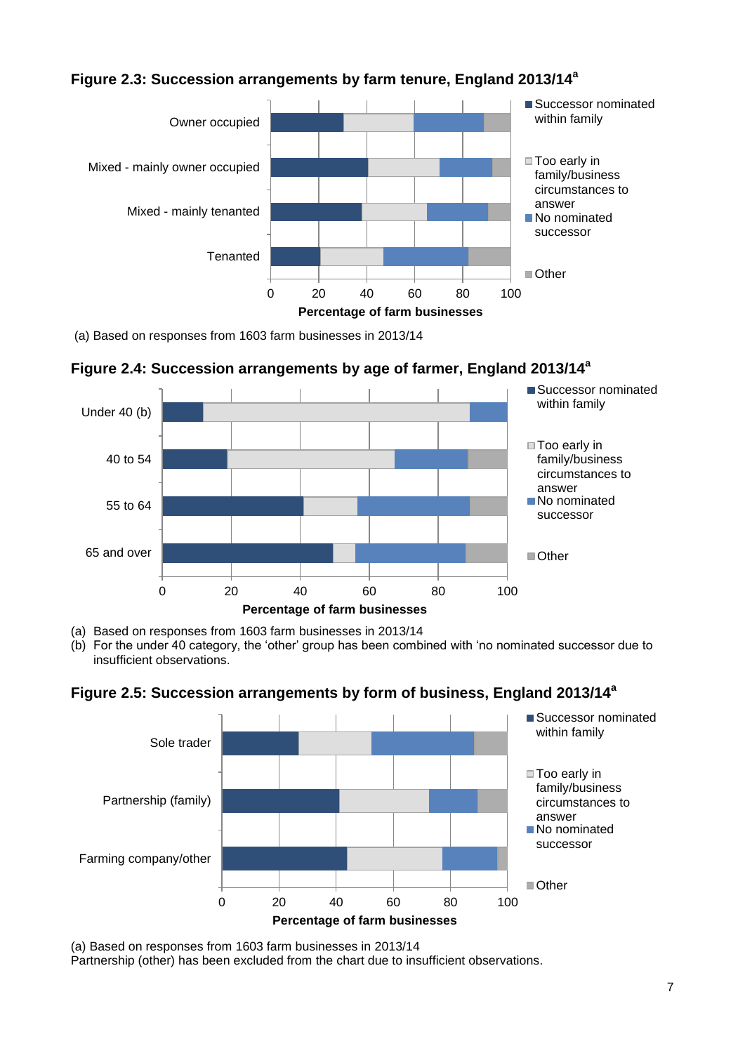**Figure 2.3: Succession arrangements by farm tenure, England 2013/14[a]**

(a) Based on responses from 1603 farm businesses in 2013/14

**Figure 2.4: Succession arrangements by age of farmer, England 2013/14[a]**

(a) Based on responses from 1603 farm businesses in 2013/14
(b) For the under 40 category, the 'other' group has been combined with 'no nominated successor due to insufficient observations.

**Figure 2.5: Succession arrangements by form of business, England 2013/14[a]**

(a) Based on responses from 1603 farm businesses in 2013/14
Partnership (other) has been excluded from the chart due to insufficient observations.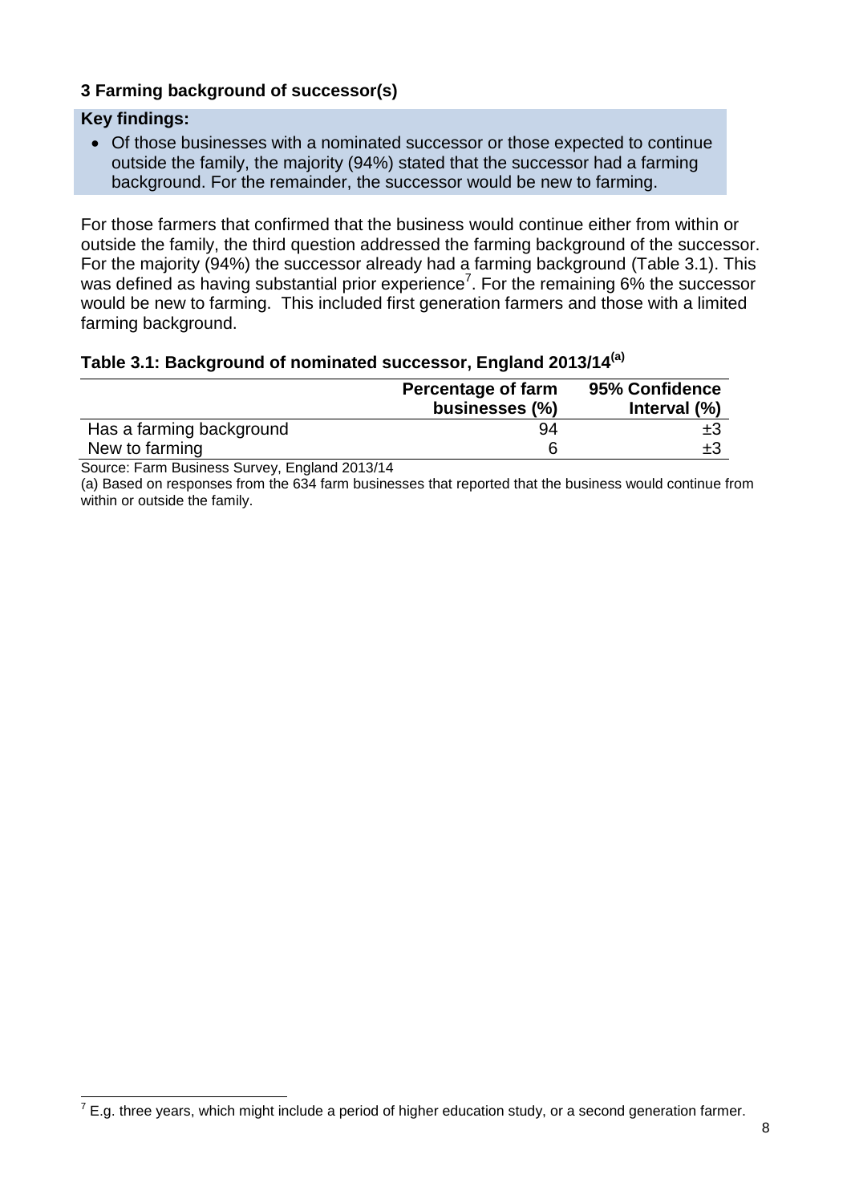## 3 Farming background of successor(s)

**Key findings:**

- Of those businesses with a nominated successor or those expected to continue outside the family, the majority (94%) stated that the successor had a farming background. For the remainder, the successor would be new to farming.

For those farmers that confirmed that the business would continue either from within or outside the family, the third question addressed the farming background of the successor. For the majority (94%) the successor already had a farming background (Table 3.1). This was defined as having substantial prior experience[7]. For the remaining 6% the successor would be new to farming. This included first generation farmers and those with a limited farming background.

**Table 3.1: Background of nominated successor, England 2013/14[(a)]**

| | Percentage of farm businesses (%) | 95% Confidence Interval (%) |
|---|---|---|
| Has a farming background | 94 | ±3 |
| New to farming | 6 | ±3 |

Source: Farm Business Survey, England 2013/14

(a) Based on responses from the 634 farm businesses that reported that the business would continue from within or outside the family.

[7] E.g. three years, which might include a period of higher education study, or a second generation farmer.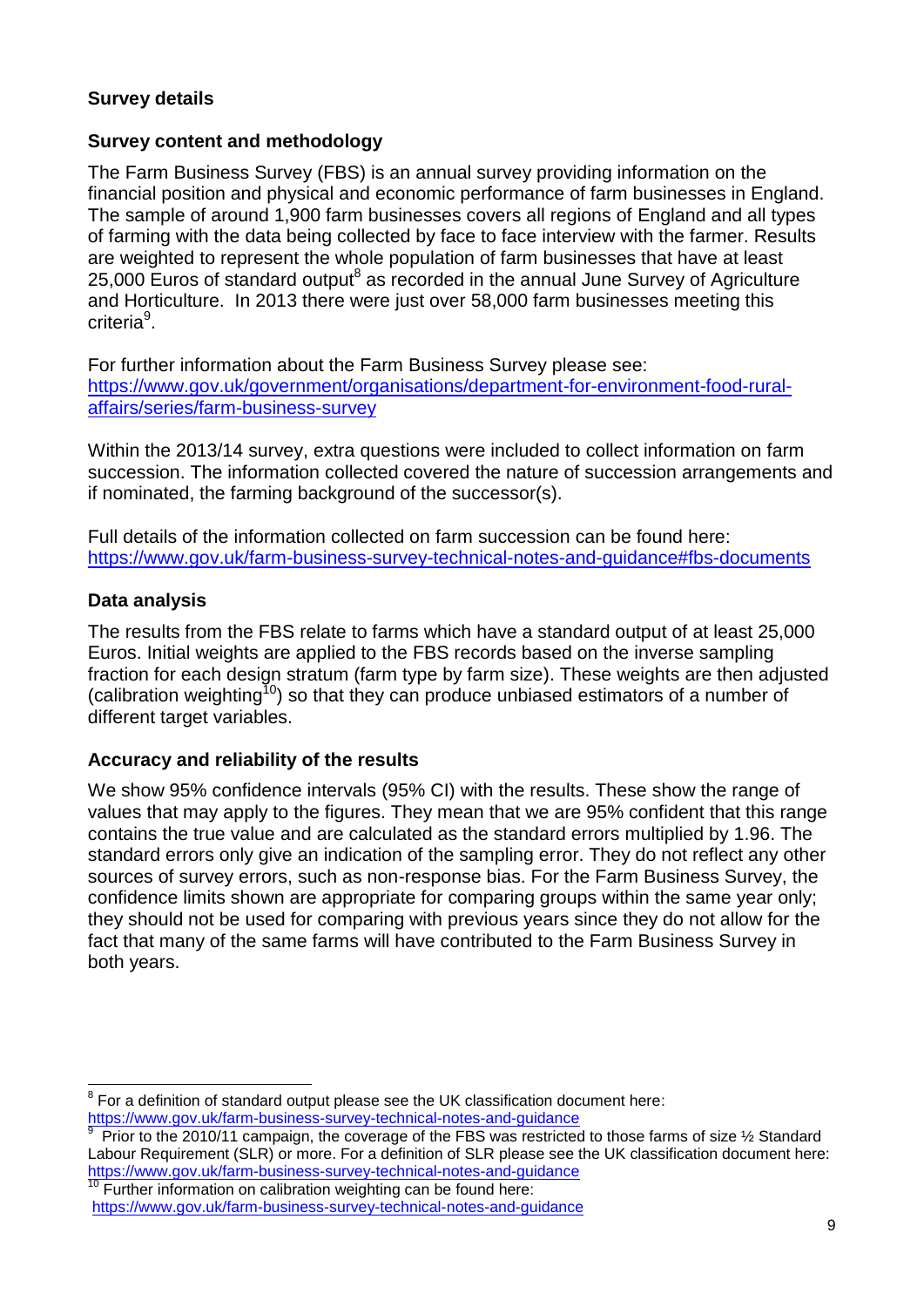## Survey details

### Survey content and methodology

The Farm Business Survey (FBS) is an annual survey providing information on the financial position and physical and economic performance of farm businesses in England. The sample of around 1,900 farm businesses covers all regions of England and all types of farming with the data being collected by face to face interview with the farmer. Results are weighted to represent the whole population of farm businesses that have at least 25,000 Euros of standard output[8] as recorded in the annual June Survey of Agriculture and Horticulture. In 2013 there were just over 58,000 farm businesses meeting this criteria[9].

For further information about the Farm Business Survey please see: [https://www.gov.uk/government/organisations/department-for-environment-food-rural-affairs/series/farm-business-survey](https://www.gov.uk/government/organisations/department-for-environment-food-rural-affairs/series/farm-business-survey)

Within the 2013/14 survey, extra questions were included to collect information on farm succession. The information collected covered the nature of succession arrangements and if nominated, the farming background of the successor(s).

Full details of the information collected on farm succession can be found here: [https://www.gov.uk/farm-business-survey-technical-notes-and-guidance#fbs-documents](https://www.gov.uk/farm-business-survey-technical-notes-and-guidance#fbs-documents)

### Data analysis

The results from the FBS relate to farms which have a standard output of at least 25,000 Euros. Initial weights are applied to the FBS records based on the inverse sampling fraction for each design stratum (farm type by farm size). These weights are then adjusted (calibration weighting[10]) so that they can produce unbiased estimators of a number of different target variables.

### Accuracy and reliability of the results

We show 95% confidence intervals (95% CI) with the results. These show the range of values that may apply to the figures. They mean that we are 95% confident that this range contains the true value and are calculated as the standard errors multiplied by 1.96. The standard errors only give an indication of the sampling error. They do not reflect any other sources of survey errors, such as non-response bias. For the Farm Business Survey, the confidence limits shown are appropriate for comparing groups within the same year only; they should not be used for comparing with previous years since they do not allow for the fact that many of the same farms will have contributed to the Farm Business Survey in both years.

---

[8] For a definition of standard output please see the UK classification document here: [https://www.gov.uk/farm-business-survey-technical-notes-and-guidance](https://www.gov.uk/farm-business-survey-technical-notes-and-guidance)

[9] Prior to the 2010/11 campaign, the coverage of the FBS was restricted to those farms of size ½ Standard Labour Requirement (SLR) or more. For a definition of SLR please see the UK classification document here: [https://www.gov.uk/farm-business-survey-technical-notes-and-guidance](https://www.gov.uk/farm-business-survey-technical-notes-and-guidance)

[10] Further information on calibration weighting can be found here: [https://www.gov.uk/farm-business-survey-technical-notes-and-guidance](https://www.gov.uk/farm-business-survey-technical-notes-and-guidance)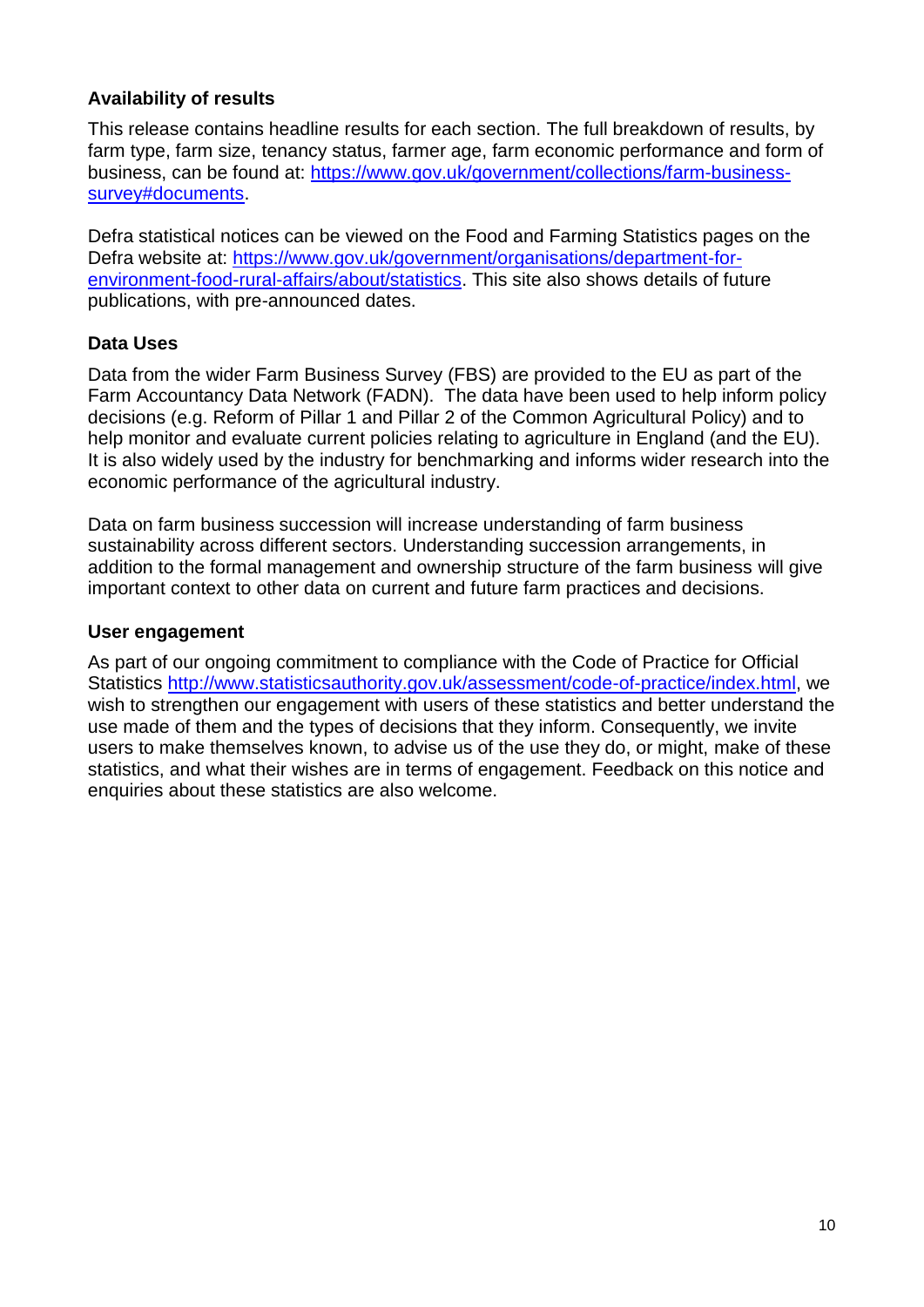### Availability of results

This release contains headline results for each section. The full breakdown of results, by farm type, farm size, tenancy status, farmer age, farm economic performance and form of business, can be found at: [https://www.gov.uk/government/collections/farm-business-survey#documents](https://www.gov.uk/government/collections/farm-business-survey#documents).

Defra statistical notices can be viewed on the Food and Farming Statistics pages on the Defra website at: [https://www.gov.uk/government/organisations/department-for-environment-food-rural-affairs/about/statistics](https://www.gov.uk/government/organisations/department-for-environment-food-rural-affairs/about/statistics). This site also shows details of future publications, with pre-announced dates.

### Data Uses

Data from the wider Farm Business Survey (FBS) are provided to the EU as part of the Farm Accountancy Data Network (FADN). The data have been used to help inform policy decisions (e.g. Reform of Pillar 1 and Pillar 2 of the Common Agricultural Policy) and to help monitor and evaluate current policies relating to agriculture in England (and the EU). It is also widely used by the industry for benchmarking and informs wider research into the economic performance of the agricultural industry.

Data on farm business succession will increase understanding of farm business sustainability across different sectors. Understanding succession arrangements, in addition to the formal management and ownership structure of the farm business will give important context to other data on current and future farm practices and decisions.

### User engagement

As part of our ongoing commitment to compliance with the Code of Practice for Official Statistics [http://www.statisticsauthority.gov.uk/assessment/code-of-practice/index.html](http://www.statisticsauthority.gov.uk/assessment/code-of-practice/index.html), we wish to strengthen our engagement with users of these statistics and better understand the use made of them and the types of decisions that they inform. Consequently, we invite users to make themselves known, to advise us of the use they do, or might, make of these statistics, and what their wishes are in terms of engagement. Feedback on this notice and enquiries about these statistics are also welcome.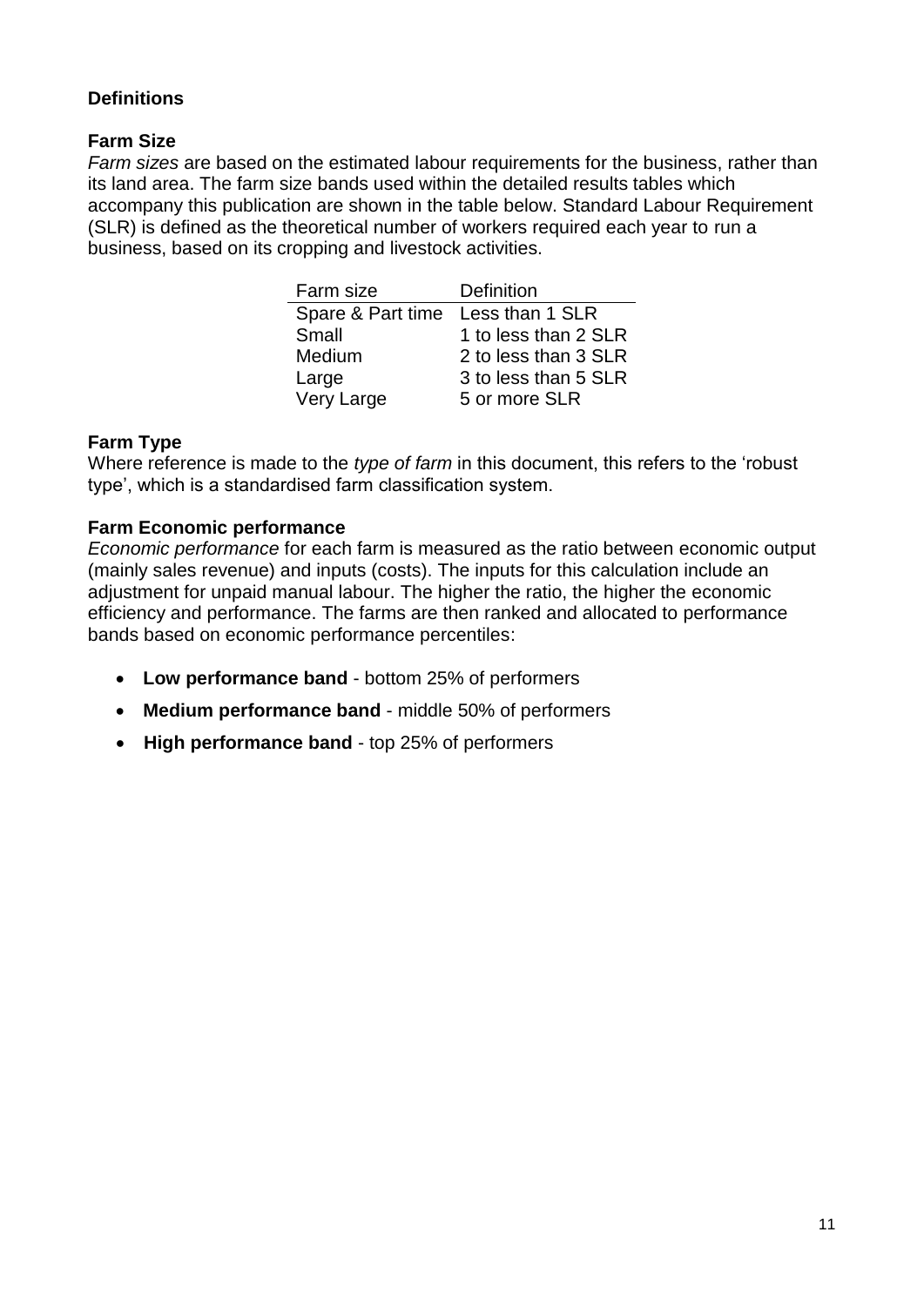## Definitions

### Farm Size

*Farm sizes* are based on the estimated labour requirements for the business, rather than its land area. The farm size bands used within the detailed results tables which accompany this publication are shown in the table below. Standard Labour Requirement (SLR) is defined as the theoretical number of workers required each year to run a business, based on its cropping and livestock activities.

| Farm size | Definition |
|---|---|
| Spare & Part time | Less than 1 SLR |
| Small | 1 to less than 2 SLR |
| Medium | 2 to less than 3 SLR |
| Large | 3 to less than 5 SLR |
| Very Large | 5 or more SLR |

### Farm Type

Where reference is made to the *type of farm* in this document, this refers to the 'robust type', which is a standardised farm classification system.

### Farm Economic performance

*Economic performance* for each farm is measured as the ratio between economic output (mainly sales revenue) and inputs (costs). The inputs for this calculation include an adjustment for unpaid manual labour. The higher the ratio, the higher the economic efficiency and performance. The farms are then ranked and allocated to performance bands based on economic performance percentiles:

- **Low performance band** - bottom 25% of performers
- **Medium performance band** - middle 50% of performers
- **High performance band** - top 25% of performers